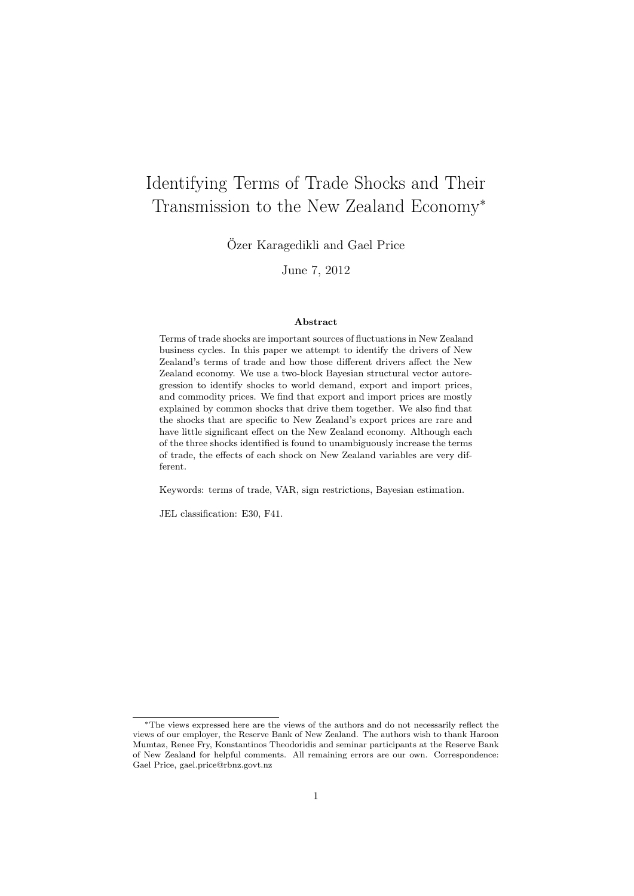# Identifying Terms of Trade Shocks and Their Transmission to the New Zealand Economy*

Özer Karagedikli and Gael Price

June 7, 2012

### Abstract

Terms of trade shocks are important sources of fluctuations in New Zealand business cycles. In this paper we attempt to identify the drivers of New Zealand's terms of trade and how those different drivers affect the New Zealand economy. We use a two-block Bayesian structural vector autoregression to identify shocks to world demand, export and import prices, and commodity prices. We find that export and import prices are mostly explained by common shocks that drive them together. We also find that the shocks that are specific to New Zealand's export prices are rare and have little significant effect on the New Zealand economy. Although each of the three shocks identified is found to unambiguously increase the terms of trade, the effects of each shock on New Zealand variables are very different.

Keywords: terms of trade, VAR, sign restrictions, Bayesian estimation.

JEL classification: E30, F41.

---

*The views expressed here are the views of the authors and do not necessarily reflect the views of our employer, the Reserve Bank of New Zealand. The authors wish to thank Haroon Mumtaz, Renee Fry, Konstantinos Theodoridis and seminar participants at the Reserve Bank of New Zealand for helpful comments. All remaining errors are our own. Correspondence: Gael Price, gael.price@rbnz.govt.nz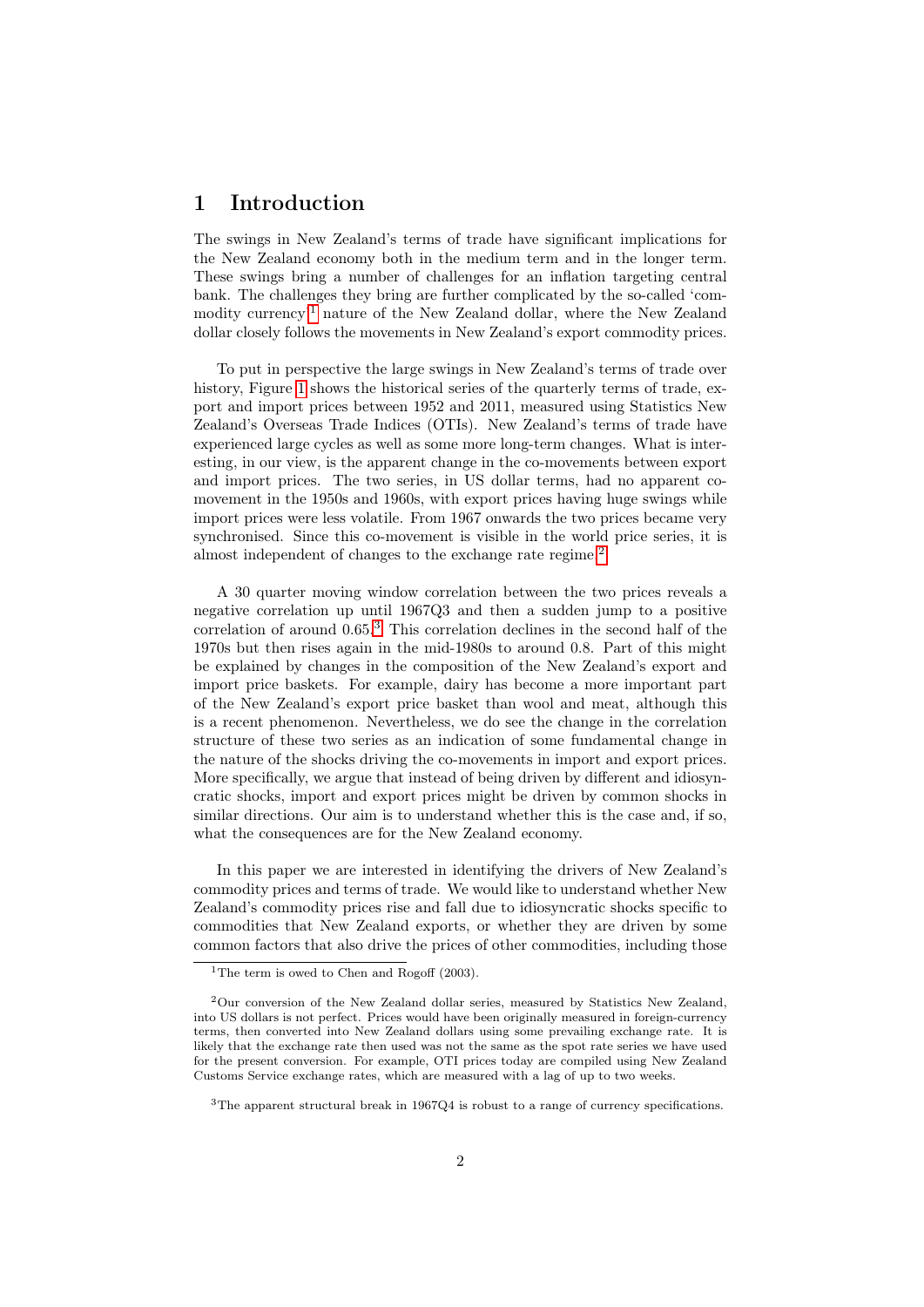# 1 Introduction

The swings in New Zealand's terms of trade have significant implications for the New Zealand economy both in the medium term and in the longer term. These swings bring a number of challenges for an inflation targeting central bank. The challenges they bring are further complicated by the so-called 'commodity currency'[1] nature of the New Zealand dollar, where the New Zealand dollar closely follows the movements in New Zealand's export commodity prices.

To put in perspective the large swings in New Zealand's terms of trade over history, Figure 1 shows the historical series of the quarterly terms of trade, export and import prices between 1952 and 2011, measured using Statistics New Zealand's Overseas Trade Indices (OTIs). New Zealand's terms of trade have experienced large cycles as well as some more long-term changes. What is interesting, in our view, is the apparent change in the co-movements between export and import prices. The two series, in US dollar terms, had no apparent co-movement in the 1950s and 1960s, with export prices having huge swings while import prices were less volatile. From 1967 onwards the two prices became very synchronised. Since this co-movement is visible in the world price series, it is almost independent of changes to the exchange rate regime.[2]

A 30 quarter moving window correlation between the two prices reveals a negative correlation up until 1967Q3 and then a sudden jump to a positive correlation of around 0.65.[3] This correlation declines in the second half of the 1970s but then rises again in the mid-1980s to around 0.8. Part of this might be explained by changes in the composition of the New Zealand's export and import price baskets. For example, dairy has become a more important part of the New Zealand's export price basket than wool and meat, although this is a recent phenomenon. Nevertheless, we do see the change in the correlation structure of these two series as an indication of some fundamental change in the nature of the shocks driving the co-movements in import and export prices. More specifically, we argue that instead of being driven by different and idiosyncratic shocks, import and export prices might be driven by common shocks in similar directions. Our aim is to understand whether this is the case and, if so, what the consequences are for the New Zealand economy.

In this paper we are interested in identifying the drivers of New Zealand's commodity prices and terms of trade. We would like to understand whether New Zealand's commodity prices rise and fall due to idiosyncratic shocks specific to commodities that New Zealand exports, or whether they are driven by some common factors that also drive the prices of other commodities, including those

---

[1] The term is owed to Chen and Rogoff (2003).

[2] Our conversion of the New Zealand dollar series, measured by Statistics New Zealand, into US dollars is not perfect. Prices would have been originally measured in foreign-currency terms, then converted into New Zealand dollars using some prevailing exchange rate. It is likely that the exchange rate then used was not the same as the spot rate series we have used for the present conversion. For example, OTI prices today are compiled using New Zealand Customs Service exchange rates, which are measured with a lag of up to two weeks.

[3] The apparent structural break in 1967Q4 is robust to a range of currency specifications.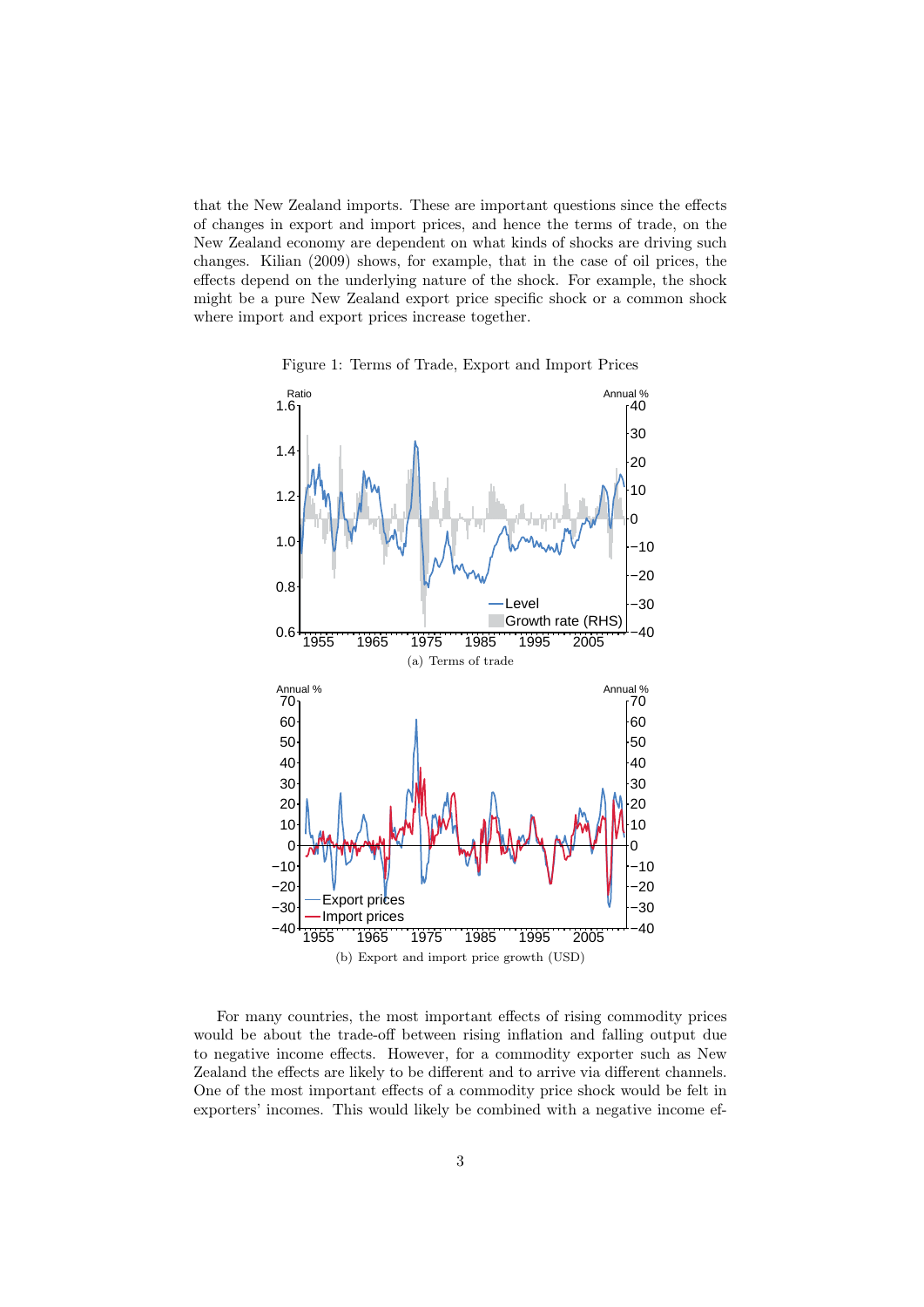that the New Zealand imports. These are important questions since the effects of changes in export and import prices, and hence the terms of trade, on the New Zealand economy are dependent on what kinds of shocks are driving such changes. Kilian (2009) shows, for example, that in the case of oil prices, the effects depend on the underlying nature of the shock. For example, the shock might be a pure New Zealand export price specific shock or a common shock where import and export prices increase together.

Figure 1: Terms of Trade, Export and Import Prices

(a) Terms of trade

(b) Export and import price growth (USD)

For many countries, the most important effects of rising commodity prices would be about the trade-off between rising inflation and falling output due to negative income effects. However, for a commodity exporter such as New Zealand the effects are likely to be different and to arrive via different channels. One of the most important effects of a commodity price shock would be felt in exporters' incomes. This would likely be combined with a negative income ef-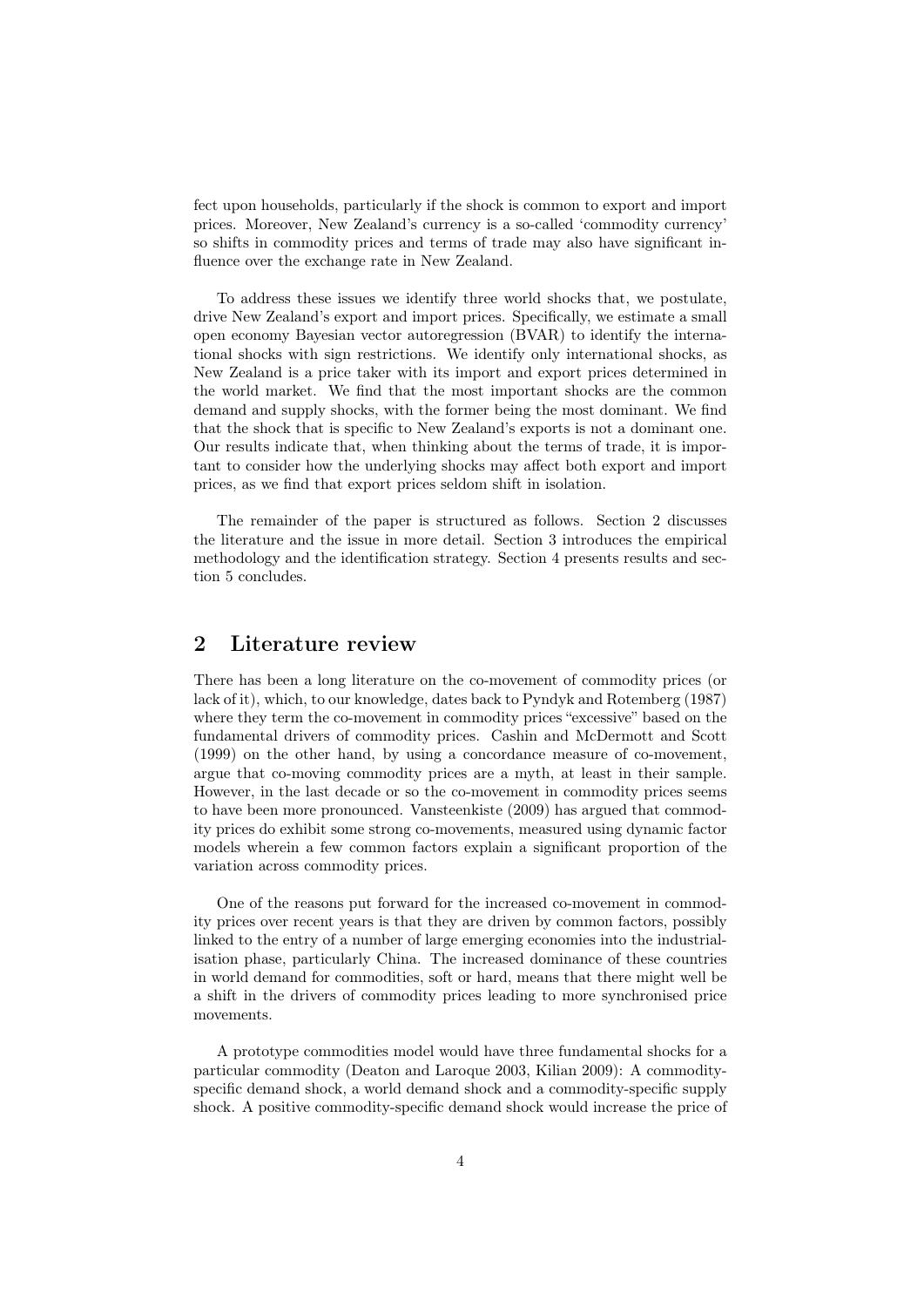fect upon households, particularly if the shock is common to export and import prices. Moreover, New Zealand's currency is a so-called 'commodity currency' so shifts in commodity prices and terms of trade may also have significant influence over the exchange rate in New Zealand.

To address these issues we identify three world shocks that, we postulate, drive New Zealand's export and import prices. Specifically, we estimate a small open economy Bayesian vector autoregression (BVAR) to identify the international shocks with sign restrictions. We identify only international shocks, as New Zealand is a price taker with its import and export prices determined in the world market. We find that the most important shocks are the common demand and supply shocks, with the former being the most dominant. We find that the shock that is specific to New Zealand's exports is not a dominant one. Our results indicate that, when thinking about the terms of trade, it is important to consider how the underlying shocks may affect both export and import prices, as we find that export prices seldom shift in isolation.

The remainder of the paper is structured as follows. Section 2 discusses the literature and the issue in more detail. Section 3 introduces the empirical methodology and the identification strategy. Section 4 presents results and section 5 concludes.

## 2 Literature review

There has been a long literature on the co-movement of commodity prices (or lack of it), which, to our knowledge, dates back to Pyndyk and Rotemberg (1987) where they term the co-movement in commodity prices "excessive" based on the fundamental drivers of commodity prices. Cashin and McDermott and Scott (1999) on the other hand, by using a concordance measure of co-movement, argue that co-moving commodity prices are a myth, at least in their sample. However, in the last decade or so the co-movement in commodity prices seems to have been more pronounced. Vansteenkiste (2009) has argued that commodity prices do exhibit some strong co-movements, measured using dynamic factor models wherein a few common factors explain a significant proportion of the variation across commodity prices.

One of the reasons put forward for the increased co-movement in commodity prices over recent years is that they are driven by common factors, possibly linked to the entry of a number of large emerging economies into the industrialisation phase, particularly China. The increased dominance of these countries in world demand for commodities, soft or hard, means that there might well be a shift in the drivers of commodity prices leading to more synchronised price movements.

A prototype commodities model would have three fundamental shocks for a particular commodity (Deaton and Laroque 2003, Kilian 2009): A commodity-specific demand shock, a world demand shock and a commodity-specific supply shock. A positive commodity-specific demand shock would increase the price of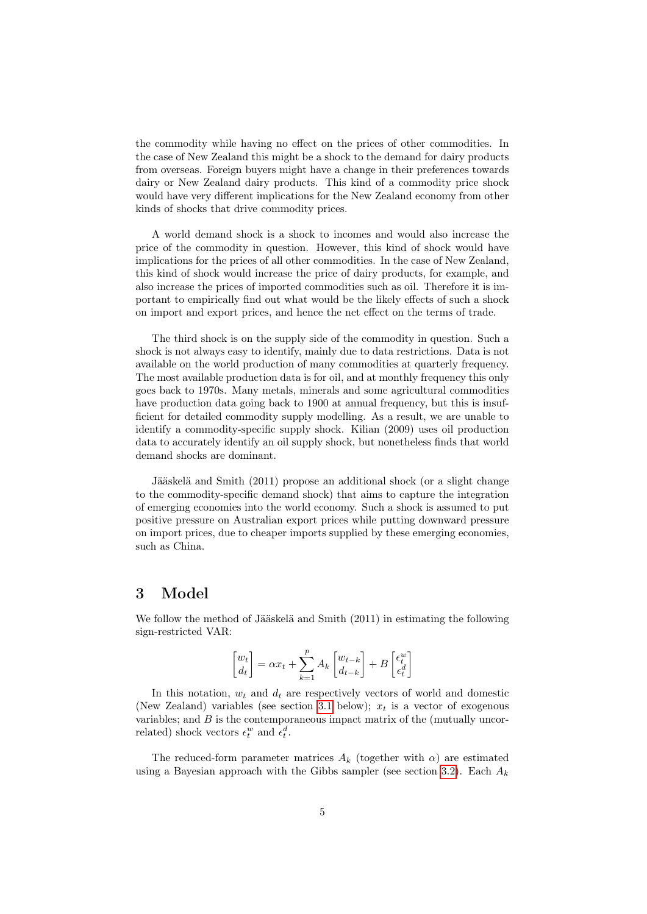the commodity while having no effect on the prices of other commodities. In the case of New Zealand this might be a shock to the demand for dairy products from overseas. Foreign buyers might have a change in their preferences towards dairy or New Zealand dairy products. This kind of a commodity price shock would have very different implications for the New Zealand economy from other kinds of shocks that drive commodity prices.

A world demand shock is a shock to incomes and would also increase the price of the commodity in question. However, this kind of shock would have implications for the prices of all other commodities. In the case of New Zealand, this kind of shock would increase the price of dairy products, for example, and also increase the prices of imported commodities such as oil. Therefore it is important to empirically find out what would be the likely effects of such a shock on import and export prices, and hence the net effect on the terms of trade.

The third shock is on the supply side of the commodity in question. Such a shock is not always easy to identify, mainly due to data restrictions. Data is not available on the world production of many commodities at quarterly frequency. The most available production data is for oil, and at monthly frequency this only goes back to 1970s. Many metals, minerals and some agricultural commodities have production data going back to 1900 at annual frequency, but this is insufficient for detailed commodity supply modelling. As a result, we are unable to identify a commodity-specific supply shock. Kilian (2009) uses oil production data to accurately identify an oil supply shock, but nonetheless finds that world demand shocks are dominant.

Jääskelä and Smith (2011) propose an additional shock (or a slight change to the commodity-specific demand shock) that aims to capture the integration of emerging economies into the world economy. Such a shock is assumed to put positive pressure on Australian export prices while putting downward pressure on import prices, due to cheaper imports supplied by these emerging economies, such as China.

# 3 Model

We follow the method of Jääskelä and Smith (2011) in estimating the following sign-restricted VAR:

$$\begin{bmatrix} w_t \\ d_t \end{bmatrix} = \alpha x_t + \sum_{k=1}^{p} A_k \begin{bmatrix} w_{t-k} \\ d_{t-k} \end{bmatrix} + B \begin{bmatrix} \epsilon_t^w \\ \epsilon_t^d \end{bmatrix}$$

In this notation, $w_t$ and $d_t$ are respectively vectors of world and domestic (New Zealand) variables (see section 3.1 below); $x_t$ is a vector of exogenous variables; and $B$ is the contemporaneous impact matrix of the (mutually uncorrelated) shock vectors $\epsilon_t^w$ and $\epsilon_t^d$.

The reduced-form parameter matrices $A_k$ (together with $\alpha$) are estimated using a Bayesian approach with the Gibbs sampler (see section 3.2). Each $A_k$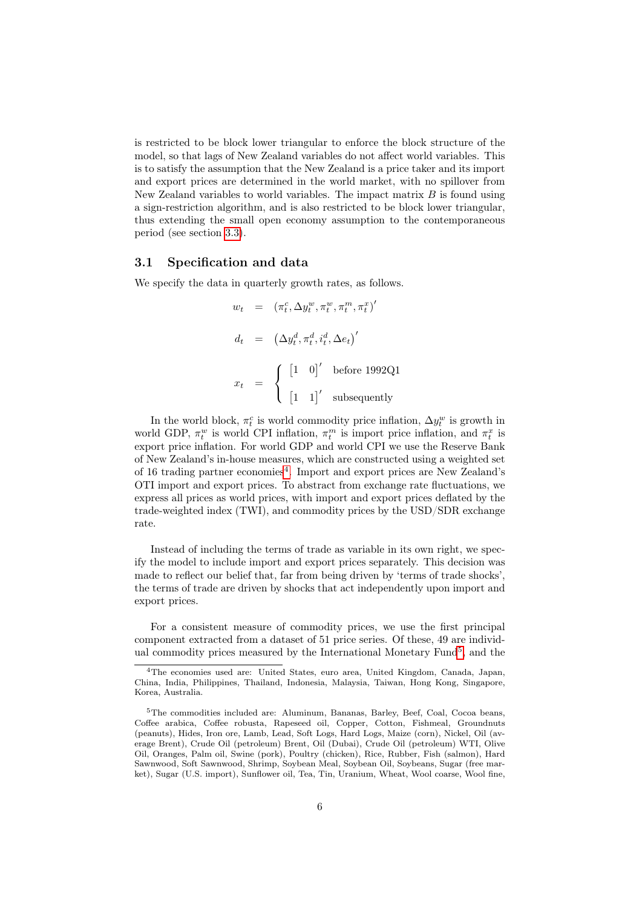is restricted to be block lower triangular to enforce the block structure of the model, so that lags of New Zealand variables do not affect world variables. This is to satisfy the assumption that the New Zealand is a price taker and its import and export prices are determined in the world market, with no spillover from New Zealand variables to world variables. The impact matrix $B$ is found using a sign-restriction algorithm, and is also restricted to be block lower triangular, thus extending the small open economy assumption to the contemporaneous period (see section 3.3).

## 3.1 Specification and data

We specify the data in quarterly growth rates, as follows.

$$
\begin{aligned}
w_t &= \left(\pi_t^c, \Delta y_t^w, \pi_t^w, \pi_t^m, \pi_t^x\right)' \\
d_t &= \left(\Delta y_t^d, \pi_t^d, i_t^d, \Delta e_t\right)' \\
x_t &= \begin{cases} \begin{bmatrix} 1 & 0 \end{bmatrix}' & \text{before 1992Q1} \\ \begin{bmatrix} 1 & 1 \end{bmatrix}' & \text{subsequently} \end{cases}
\end{aligned}
$$

In the world block, $\pi_t^c$ is world commodity price inflation, $\Delta y_t^w$ is growth in world GDP, $\pi_t^w$ is world CPI inflation, $\pi_t^m$ is import price inflation, and $\pi_t^x$ is export price inflation. For world GDP and world CPI we use the Reserve Bank of New Zealand's in-house measures, which are constructed using a weighted set of 16 trading partner economies[4]. Import and export prices are New Zealand's OTI import and export prices. To abstract from exchange rate fluctuations, we express all prices as world prices, with import and export prices deflated by the trade-weighted index (TWI), and commodity prices by the USD/SDR exchange rate.

Instead of including the terms of trade as variable in its own right, we specify the model to include import and export prices separately. This decision was made to reflect our belief that, far from being driven by 'terms of trade shocks', the terms of trade are driven by shocks that act independently upon import and export prices.

For a consistent measure of commodity prices, we use the first principal component extracted from a dataset of 51 price series. Of these, 49 are individual commodity prices measured by the International Monetary Fund[5] and the

---

[4]The economies used are: United States, euro area, United Kingdom, Canada, Japan, China, India, Philippines, Thailand, Indonesia, Malaysia, Taiwan, Hong Kong, Singapore, Korea, Australia.

[5]The commodities included are: Aluminum, Bananas, Barley, Beef, Coal, Cocoa beans, Coffee arabica, Coffee robusta, Rapeseed oil, Copper, Cotton, Fishmeal, Groundnuts (peanuts), Hides, Iron ore, Lamb, Lead, Soft Logs, Hard Logs, Maize (corn), Nickel, Oil (average Brent), Crude Oil (petroleum) Brent, Oil (Dubai), Crude Oil (petroleum) WTI, Olive Oil, Oranges, Palm oil, Swine (pork), Poultry (chicken), Rice, Rubber, Fish (salmon), Hard Sawnwood, Soft Sawnwood, Shrimp, Soybean Meal, Soybean Oil, Soybeans, Sugar (free market), Sugar (U.S. import), Sunflower oil, Tea, Tin, Uranium, Wheat, Wool coarse, Wool fine,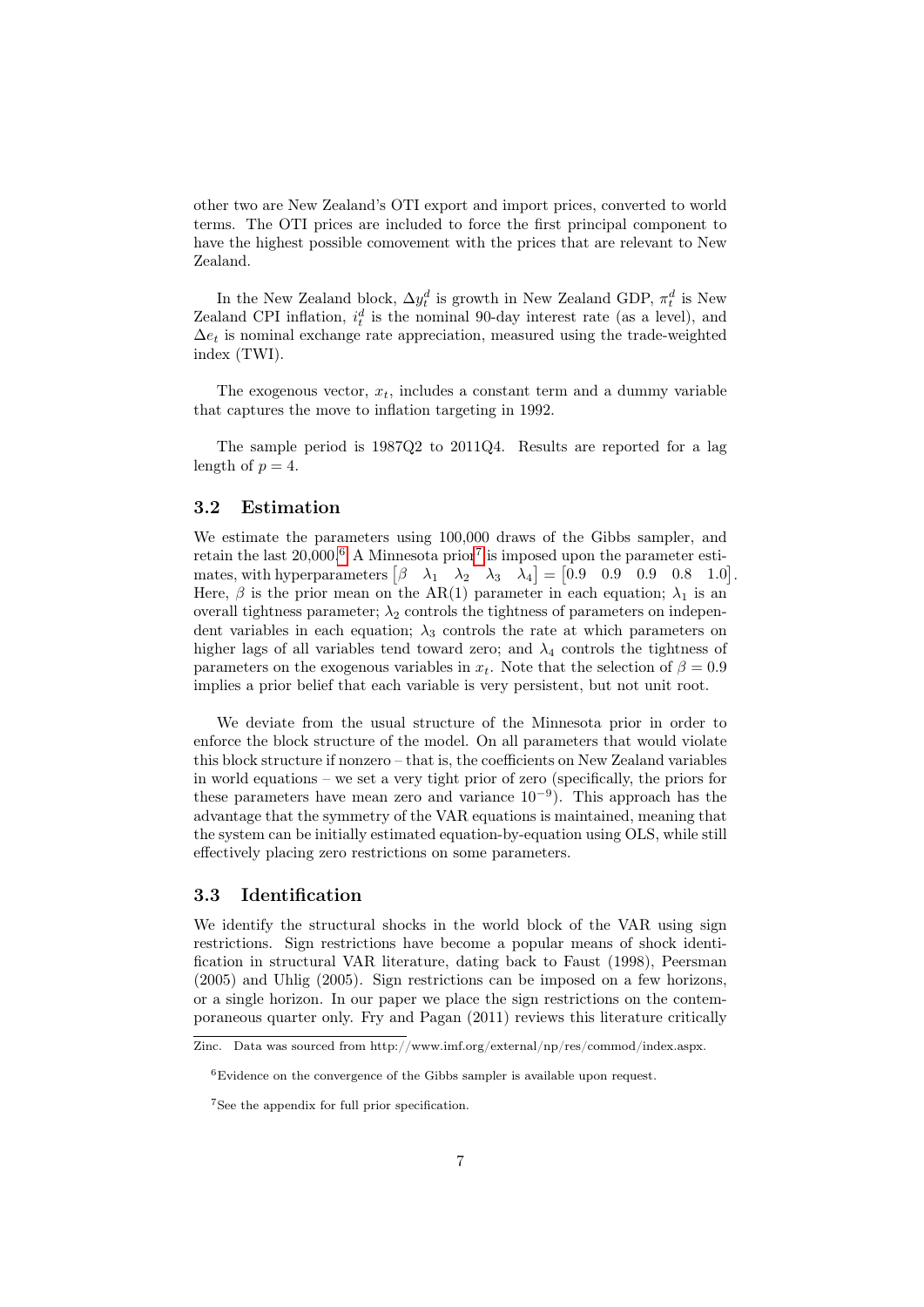other two are New Zealand's OTI export and import prices, converted to world terms. The OTI prices are included to force the first principal component to have the highest possible comovement with the prices that are relevant to New Zealand.

In the New Zealand block, $\Delta y_t^d$ is growth in New Zealand GDP, $\pi_t^d$ is New Zealand CPI inflation, $i_t^d$ is the nominal 90-day interest rate (as a level), and $\Delta e_t$ is nominal exchange rate appreciation, measured using the trade-weighted index (TWI).

The exogenous vector, $x_t$, includes a constant term and a dummy variable that captures the move to inflation targeting in 1992.

The sample period is 1987Q2 to 2011Q4. Results are reported for a lag length of $p = 4$.

### 3.2 Estimation

We estimate the parameters using 100,000 draws of the Gibbs sampler, and retain the last 20,000.[6] A Minnesota prior[7] is imposed upon the parameter estimates, with hyperparameters $\begin{bmatrix} \beta & \lambda_1 & \lambda_2 & \lambda_3 & \lambda_4 \end{bmatrix} = \begin{bmatrix} 0.9 & 0.9 & 0.9 & 0.8 & 1.0 \end{bmatrix}$. Here, $\beta$ is the prior mean on the AR(1) parameter in each equation; $\lambda_1$ is an overall tightness parameter; $\lambda_2$ controls the tightness of parameters on independent variables in each equation; $\lambda_3$ controls the rate at which parameters on higher lags of all variables tend toward zero; and $\lambda_4$ controls the tightness of parameters on the exogenous variables in $x_t$. Note that the selection of $\beta = 0.9$ implies a prior belief that each variable is very persistent, but not unit root.

We deviate from the usual structure of the Minnesota prior in order to enforce the block structure of the model. On all parameters that would violate this block structure if nonzero – that is, the coefficients on New Zealand variables in world equations – we set a very tight prior of zero (specifically, the priors for these parameters have mean zero and variance $10^{-9}$). This approach has the advantage that the symmetry of the VAR equations is maintained, meaning that the system can be initially estimated equation-by-equation using OLS, while still effectively placing zero restrictions on some parameters.

### 3.3 Identification

We identify the structural shocks in the world block of the VAR using sign restrictions. Sign restrictions have become a popular means of shock identification in structural VAR literature, dating back to Faust (1998), Peersman (2005) and Uhlig (2005). Sign restrictions can be imposed on a few horizons, or a single horizon. In our paper we place the sign restrictions on the contemporaneous quarter only. Fry and Pagan (2011) reviews this literature critically

Zinc. Data was sourced from http://www.imf.org/external/np/res/commod/index.aspx.

[6] Evidence on the convergence of the Gibbs sampler is available upon request.

[7] See the appendix for full prior specification.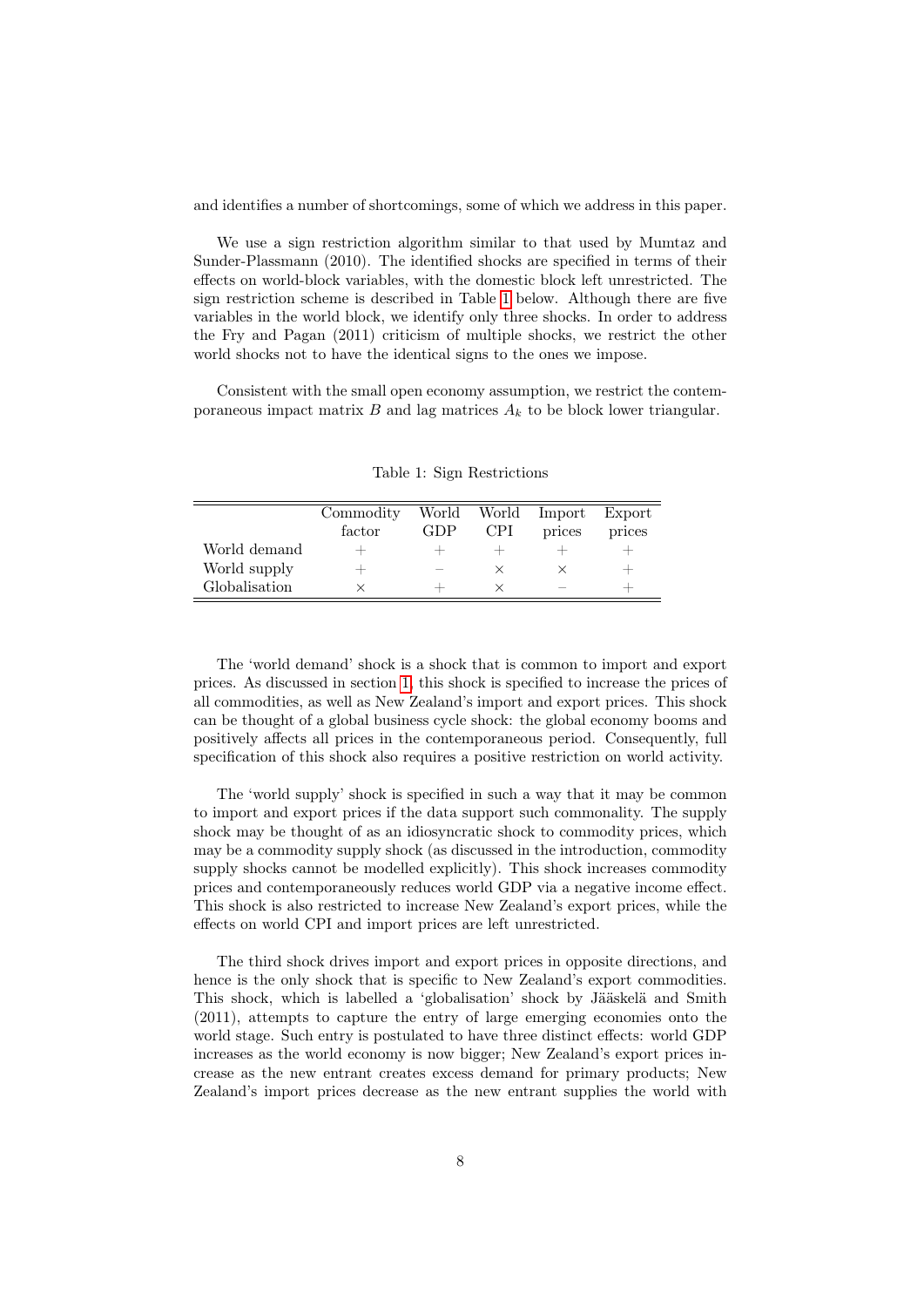and identifies a number of shortcomings, some of which we address in this paper.

We use a sign restriction algorithm similar to that used by Mumtaz and Sunder-Plassmann (2010). The identified shocks are specified in terms of their effects on world-block variables, with the domestic block left unrestricted. The sign restriction scheme is described in Table 1 below. Although there are five variables in the world block, we identify only three shocks. In order to address the Fry and Pagan (2011) criticism of multiple shocks, we restrict the other world shocks not to have the identical signs to the ones we impose.

Consistent with the small open economy assumption, we restrict the contemporaneous impact matrix $B$ and lag matrices $A_k$ to be block lower triangular.

Table 1: Sign Restrictions

| | Commodity factor | World GDP | World CPI | Import prices | Export prices |
|---|---|---|---|---|---|
| World demand | + | + | + | + | + |
| World supply | + | − | × | × | + |
| Globalisation | × | + | × | − | + |

The 'world demand' shock is a shock that is common to import and export prices. As discussed in section 1, this shock is specified to increase the prices of all commodities, as well as New Zealand's import and export prices. This shock can be thought of a global business cycle shock: the global economy booms and positively affects all prices in the contemporaneous period. Consequently, full specification of this shock also requires a positive restriction on world activity.

The 'world supply' shock is specified in such a way that it may be common to import and export prices if the data support such commonality. The supply shock may be thought of as an idiosyncratic shock to commodity prices, which may be a commodity supply shock (as discussed in the introduction, commodity supply shocks cannot be modelled explicitly). This shock increases commodity prices and contemporaneously reduces world GDP via a negative income effect. This shock is also restricted to increase New Zealand's export prices, while the effects on world CPI and import prices are left unrestricted.

The third shock drives import and export prices in opposite directions, and hence is the only shock that is specific to New Zealand's export commodities. This shock, which is labelled a 'globalisation' shock by Jääskelä and Smith (2011), attempts to capture the entry of large emerging economies onto the world stage. Such entry is postulated to have three distinct effects: world GDP increases as the world economy is now bigger; New Zealand's export prices increase as the new entrant creates excess demand for primary products; New Zealand's import prices decrease as the new entrant supplies the world with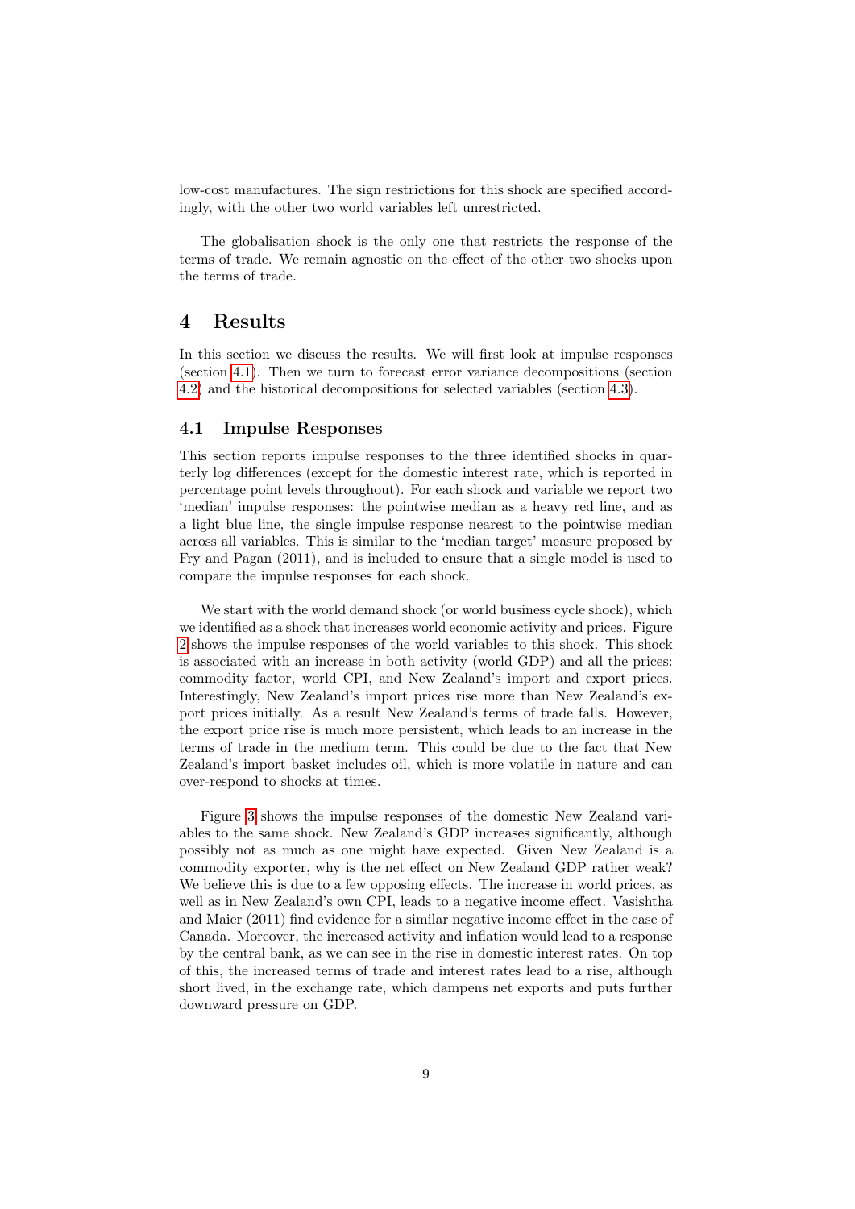low-cost manufactures. The sign restrictions for this shock are specified accordingly, with the other two world variables left unrestricted.

The globalisation shock is the only one that restricts the response of the terms of trade. We remain agnostic on the effect of the other two shocks upon the terms of trade.

# 4 Results

In this section we discuss the results. We will first look at impulse responses (section 4.1). Then we turn to forecast error variance decompositions (section 4.2) and the historical decompositions for selected variables (section 4.3).

## 4.1 Impulse Responses

This section reports impulse responses to the three identified shocks in quarterly log differences (except for the domestic interest rate, which is reported in percentage point levels throughout). For each shock and variable we report two 'median' impulse responses: the pointwise median as a heavy red line, and as a light blue line, the single impulse response nearest to the pointwise median across all variables. This is similar to the 'median target' measure proposed by Fry and Pagan (2011), and is included to ensure that a single model is used to compare the impulse responses for each shock.

We start with the world demand shock (or world business cycle shock), which we identified as a shock that increases world economic activity and prices. Figure 2 shows the impulse responses of the world variables to this shock. This shock is associated with an increase in both activity (world GDP) and all the prices: commodity factor, world CPI, and New Zealand's import and export prices. Interestingly, New Zealand's import prices rise more than New Zealand's export prices initially. As a result New Zealand's terms of trade falls. However, the export price rise is much more persistent, which leads to an increase in the terms of trade in the medium term. This could be due to the fact that New Zealand's import basket includes oil, which is more volatile in nature and can over-respond to shocks at times.

Figure 3 shows the impulse responses of the domestic New Zealand variables to the same shock. New Zealand's GDP increases significantly, although possibly not as much as one might have expected. Given New Zealand is a commodity exporter, why is the net effect on New Zealand GDP rather weak? We believe this is due to a few opposing effects. The increase in world prices, as well as in New Zealand's own CPI, leads to a negative income effect. Vasishtha and Maier (2011) find evidence for a similar negative income effect in the case of Canada. Moreover, the increased activity and inflation would lead to a response by the central bank, as we can see in the rise in domestic interest rates. On top of this, the increased terms of trade and interest rates lead to a rise, although short lived, in the exchange rate, which dampens net exports and puts further downward pressure on GDP.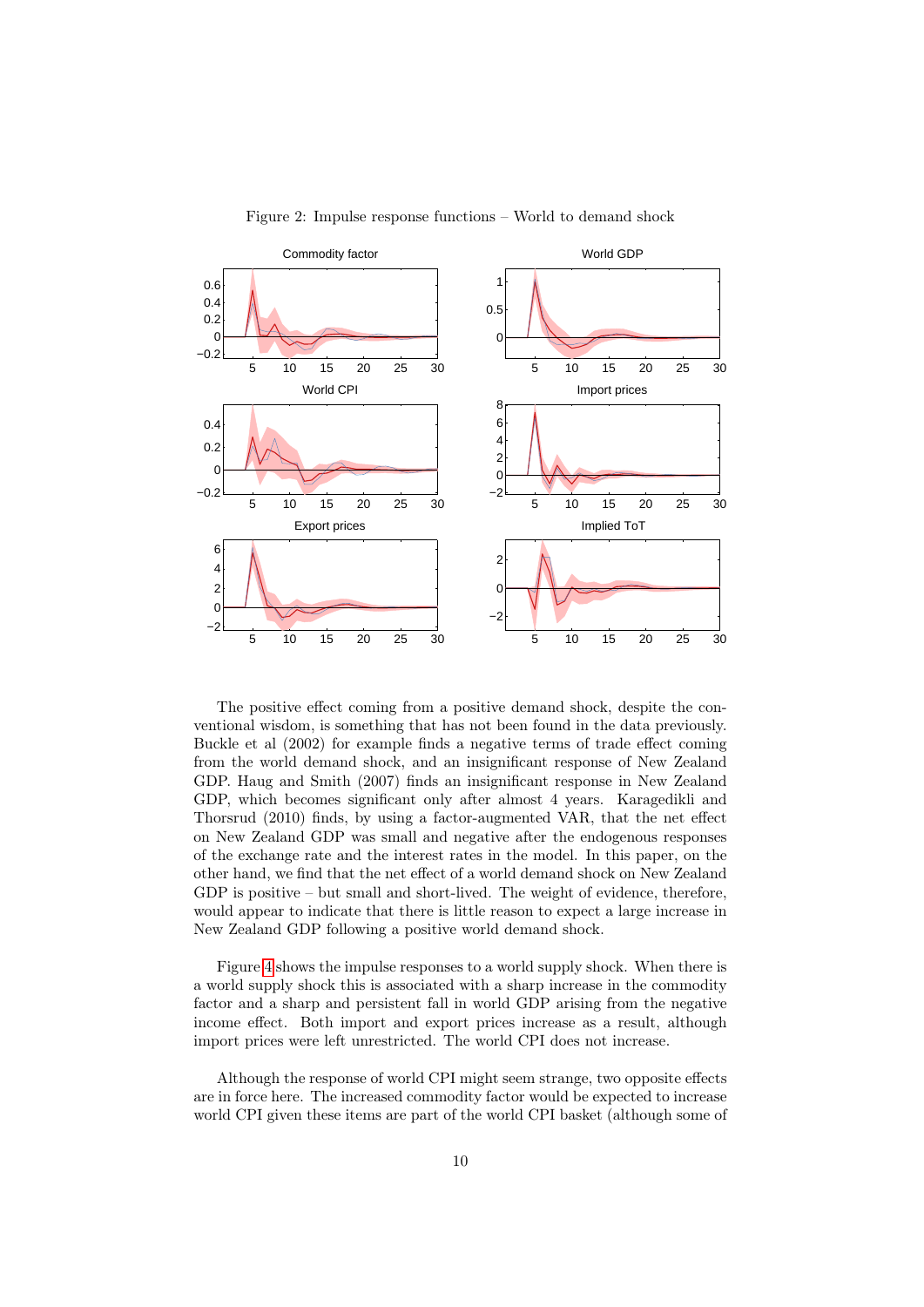Figure 2: Impulse response functions – World to demand shock

The positive effect coming from a positive demand shock, despite the conventional wisdom, is something that has not been found in the data previously. Buckle et al (2002) for example finds a negative terms of trade effect coming from the world demand shock, and an insignificant response of New Zealand GDP. Haug and Smith (2007) finds an insignificant response in New Zealand GDP, which becomes significant only after almost 4 years. Karagedikli and Thorsrud (2010) finds, by using a factor-augmented VAR, that the net effect on New Zealand GDP was small and negative after the endogenous responses of the exchange rate and the interest rates in the model. In this paper, on the other hand, we find that the net effect of a world demand shock on New Zealand GDP is positive – but small and short-lived. The weight of evidence, therefore, would appear to indicate that there is little reason to expect a large increase in New Zealand GDP following a positive world demand shock.

Figure 4 shows the impulse responses to a world supply shock. When there is a world supply shock this is associated with a sharp increase in the commodity factor and a sharp and persistent fall in world GDP arising from the negative income effect. Both import and export prices increase as a result, although import prices were left unrestricted. The world CPI does not increase.

Although the response of world CPI might seem strange, two opposite effects are in force here. The increased commodity factor would be expected to increase world CPI given these items are part of the world CPI basket (although some of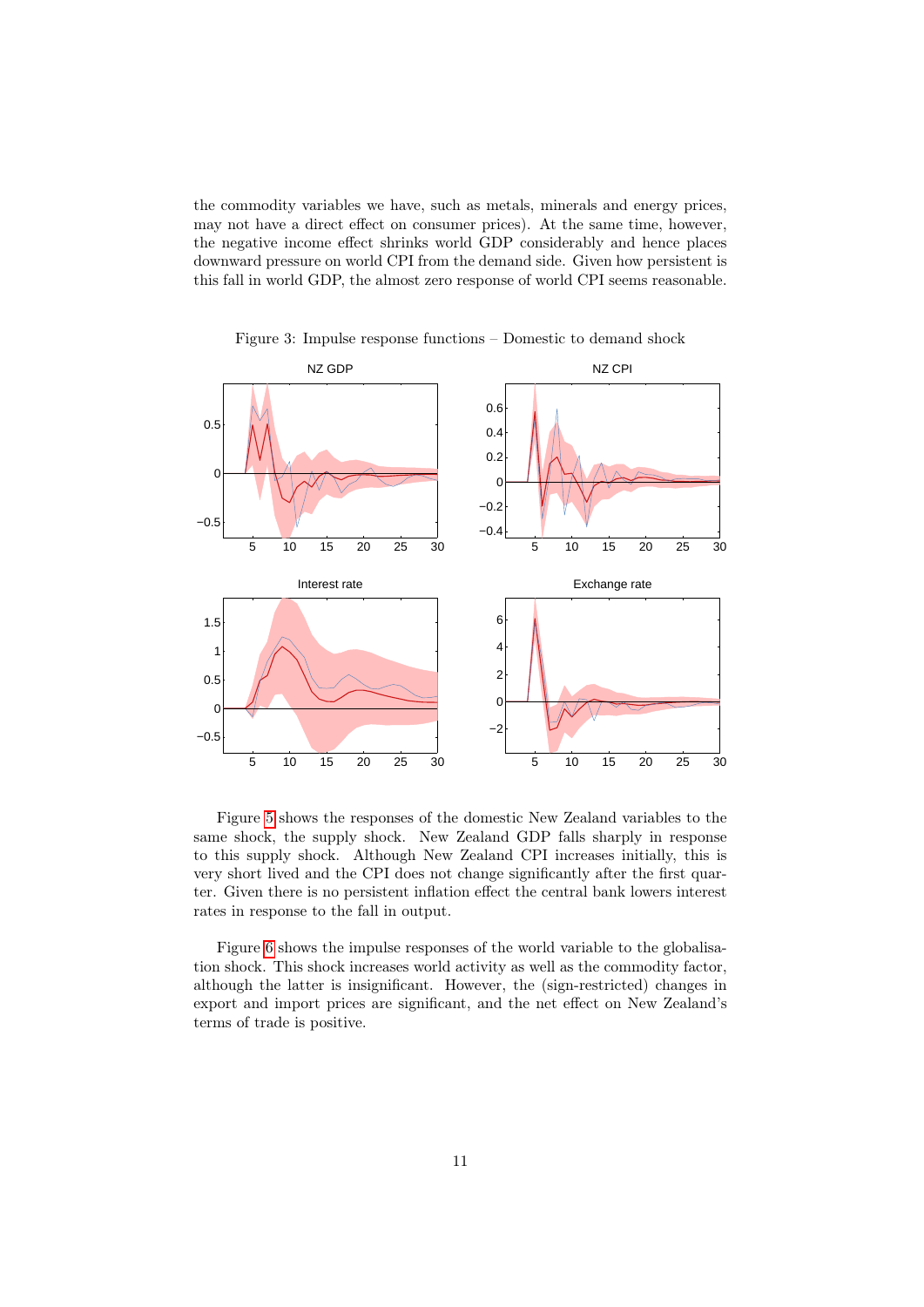the commodity variables we have, such as metals, minerals and energy prices, may not have a direct effect on consumer prices). At the same time, however, the negative income effect shrinks world GDP considerably and hence places downward pressure on world CPI from the demand side. Given how persistent is this fall in world GDP, the almost zero response of world CPI seems reasonable.

Figure 3: Impulse response functions – Domestic to demand shock

Figure 5 shows the responses of the domestic New Zealand variables to the same shock, the supply shock. New Zealand GDP falls sharply in response to this supply shock. Although New Zealand CPI increases initially, this is very short lived and the CPI does not change significantly after the first quarter. Given there is no persistent inflation effect the central bank lowers interest rates in response to the fall in output.

Figure 6 shows the impulse responses of the world variable to the globalisation shock. This shock increases world activity as well as the commodity factor, although the latter is insignificant. However, the (sign-restricted) changes in export and import prices are significant, and the net effect on New Zealand's terms of trade is positive.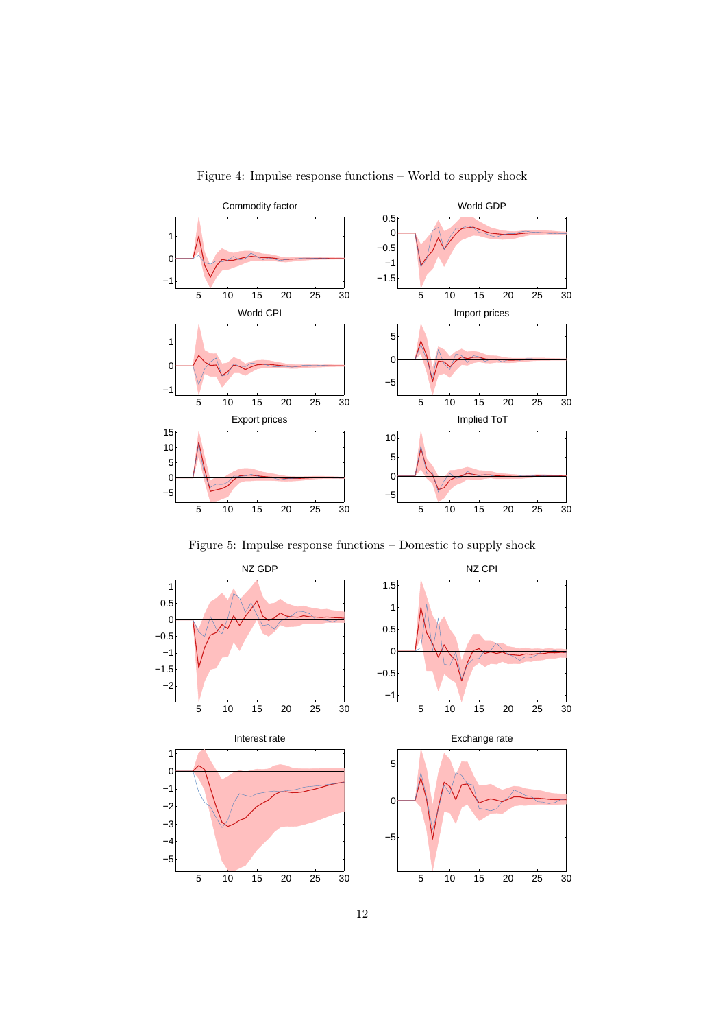Figure 4: Impulse response functions – World to supply shock

Figure 5: Impulse response functions – Domestic to supply shock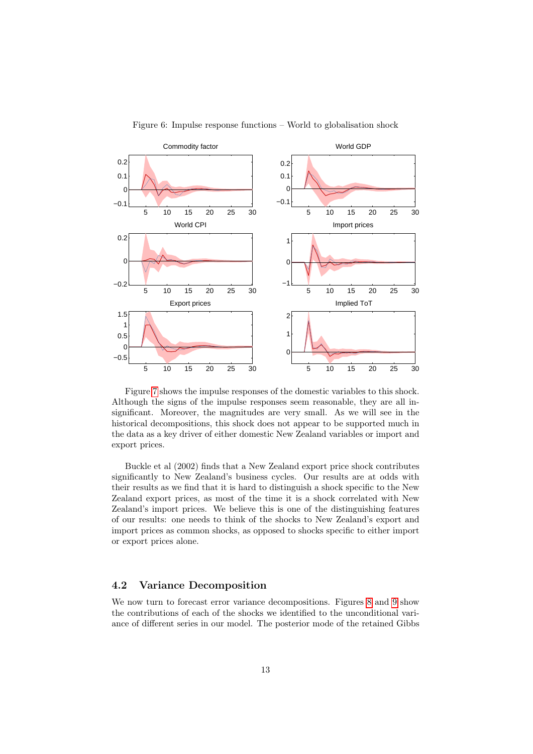Figure 6: Impulse response functions – World to globalisation shock

Figure 7 shows the impulse responses of the domestic variables to this shock. Although the signs of the impulse responses seem reasonable, they are all insignificant. Moreover, the magnitudes are very small. As we will see in the historical decompositions, this shock does not appear to be supported much in the data as a key driver of either domestic New Zealand variables or import and export prices.

Buckle et al (2002) finds that a New Zealand export price shock contributes significantly to New Zealand's business cycles. Our results are at odds with their results as we find that it is hard to distinguish a shock specific to the New Zealand export prices, as most of the time it is a shock correlated with New Zealand's import prices. We believe this is one of the distinguishing features of our results: one needs to think of the shocks to New Zealand's export and import prices as common shocks, as opposed to shocks specific to either import or export prices alone.

## 4.2 Variance Decomposition

We now turn to forecast error variance decompositions. Figures 8 and 9 show the contributions of each of the shocks we identified to the unconditional variance of different series in our model. The posterior mode of the retained Gibbs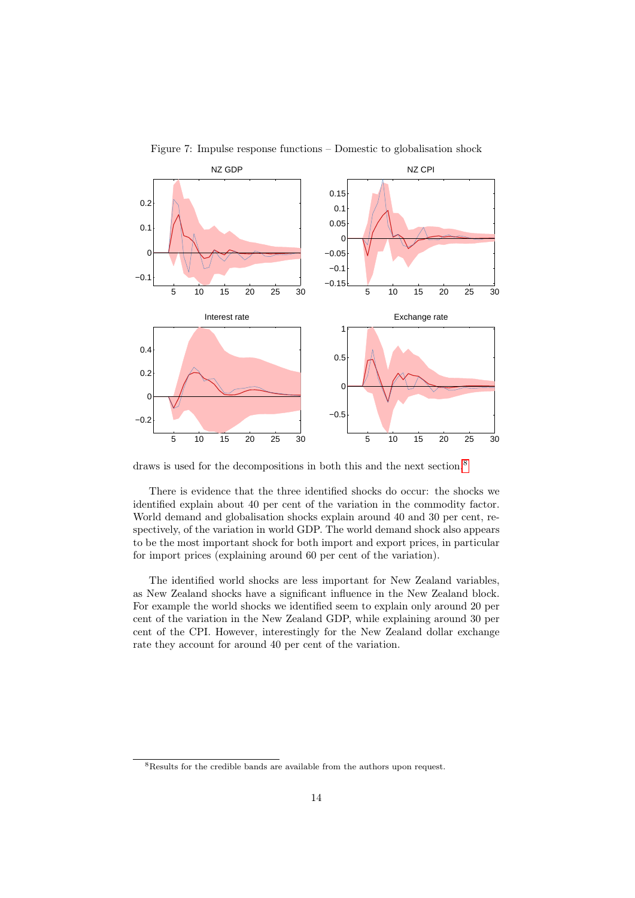Figure 7: Impulse response functions – Domestic to globalisation shock

draws is used for the decompositions in both this and the next section.[8]

There is evidence that the three identified shocks do occur: the shocks we identified explain about 40 per cent of the variation in the commodity factor. World demand and globalisation shocks explain around 40 and 30 per cent, respectively, of the variation in world GDP. The world demand shock also appears to be the most important shock for both import and export prices, in particular for import prices (explaining around 60 per cent of the variation).

The identified world shocks are less important for New Zealand variables, as New Zealand shocks have a significant influence in the New Zealand block. For example the world shocks we identified seem to explain only around 20 per cent of the variation in the New Zealand GDP, while explaining around 30 per cent of the CPI. However, interestingly for the New Zealand dollar exchange rate they account for around 40 per cent of the variation.

[8] Results for the credible bands are available from the authors upon request.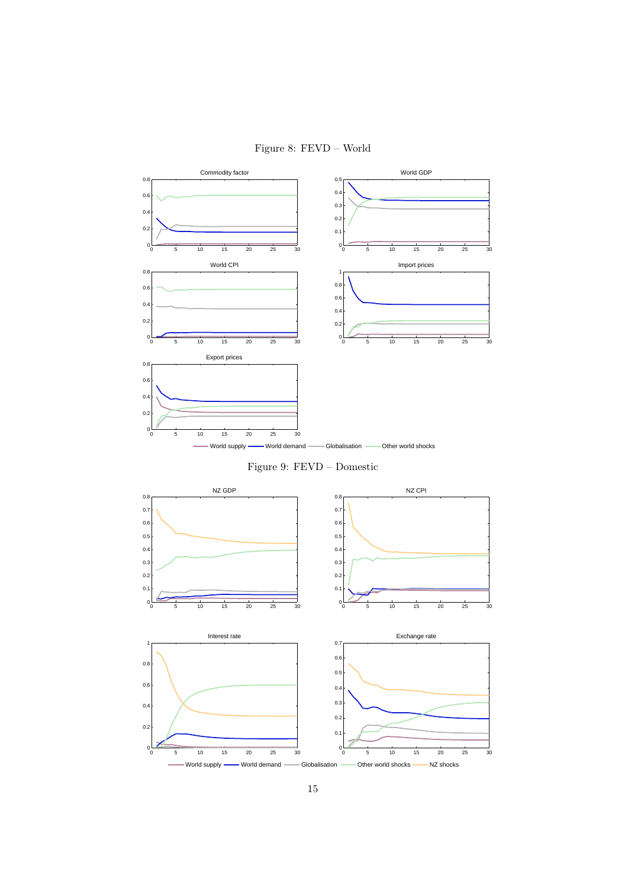Figure 8: FEVD – World

Figure 9: FEVD – Domestic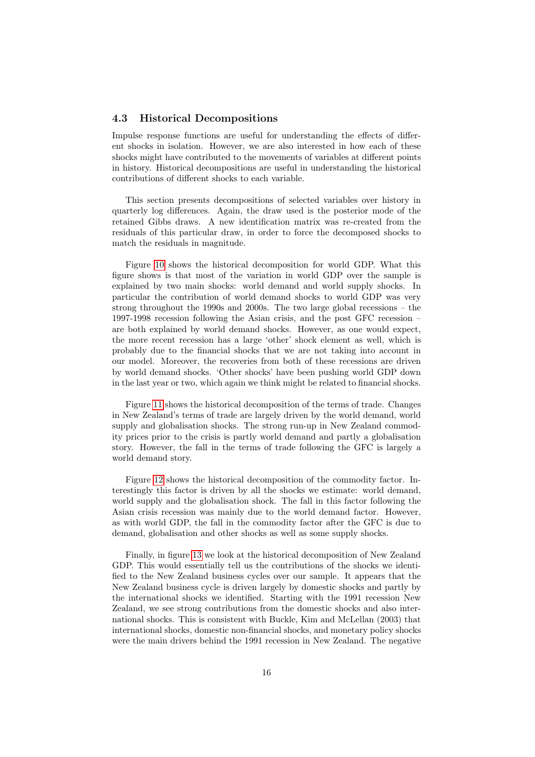### 4.3 Historical Decompositions

Impulse response functions are useful for understanding the effects of different shocks in isolation. However, we are also interested in how each of these shocks might have contributed to the movements of variables at different points in history. Historical decompositions are useful in understanding the historical contributions of different shocks to each variable.

This section presents decompositions of selected variables over history in quarterly log differences. Again, the draw used is the posterior mode of the retained Gibbs draws. A new identification matrix was re-created from the residuals of this particular draw, in order to force the decomposed shocks to match the residuals in magnitude.

Figure 10 shows the historical decomposition for world GDP. What this figure shows is that most of the variation in world GDP over the sample is explained by two main shocks: world demand and world supply shocks. In particular the contribution of world demand shocks to world GDP was very strong throughout the 1990s and 2000s. The two large global recessions – the 1997-1998 recession following the Asian crisis, and the post GFC recession – are both explained by world demand shocks. However, as one would expect, the more recent recession has a large 'other' shock element as well, which is probably due to the financial shocks that we are not taking into account in our model. Moreover, the recoveries from both of these recessions are driven by world demand shocks. 'Other shocks' have been pushing world GDP down in the last year or two, which again we think might be related to financial shocks.

Figure 11 shows the historical decomposition of the terms of trade. Changes in New Zealand's terms of trade are largely driven by the world demand, world supply and globalisation shocks. The strong run-up in New Zealand commodity prices prior to the crisis is partly world demand and partly a globalisation story. However, the fall in the terms of trade following the GFC is largely a world demand story.

Figure 12 shows the historical decomposition of the commodity factor. Interestingly this factor is driven by all the shocks we estimate: world demand, world supply and the globalisation shock. The fall in this factor following the Asian crisis recession was mainly due to the world demand factor. However, as with world GDP, the fall in the commodity factor after the GFC is due to demand, globalisation and other shocks as well as some supply shocks.

Finally, in figure 13 we look at the historical decomposition of New Zealand GDP. This would essentially tell us the contributions of the shocks we identified to the New Zealand business cycles over our sample. It appears that the New Zealand business cycle is driven largely by domestic shocks and partly by the international shocks we identified. Starting with the 1991 recession New Zealand, we see strong contributions from the domestic shocks and also international shocks. This is consistent with Buckle, Kim and McLellan (2003) that international shocks, domestic non-financial shocks, and monetary policy shocks were the main drivers behind the 1991 recession in New Zealand. The negative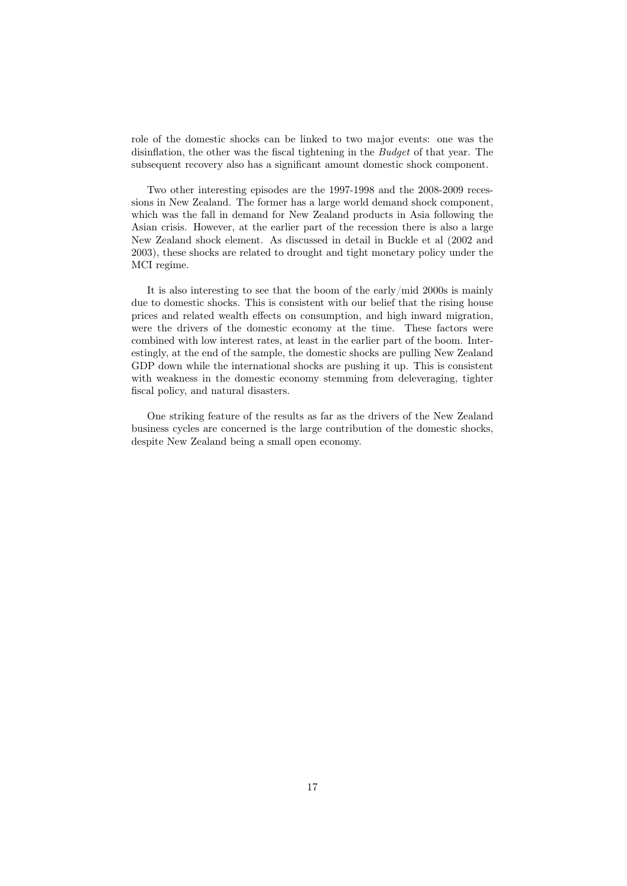role of the domestic shocks can be linked to two major events: one was the disinflation, the other was the fiscal tightening in the *Budget* of that year. The subsequent recovery also has a significant amount domestic shock component.

Two other interesting episodes are the 1997-1998 and the 2008-2009 recessions in New Zealand. The former has a large world demand shock component, which was the fall in demand for New Zealand products in Asia following the Asian crisis. However, at the earlier part of the recession there is also a large New Zealand shock element. As discussed in detail in Buckle et al (2002 and 2003), these shocks are related to drought and tight monetary policy under the MCI regime.

It is also interesting to see that the boom of the early/mid 2000s is mainly due to domestic shocks. This is consistent with our belief that the rising house prices and related wealth effects on consumption, and high inward migration, were the drivers of the domestic economy at the time. These factors were combined with low interest rates, at least in the earlier part of the boom. Interestingly, at the end of the sample, the domestic shocks are pulling New Zealand GDP down while the international shocks are pushing it up. This is consistent with weakness in the domestic economy stemming from deleveraging, tighter fiscal policy, and natural disasters.

One striking feature of the results as far as the drivers of the New Zealand business cycles are concerned is the large contribution of the domestic shocks, despite New Zealand being a small open economy.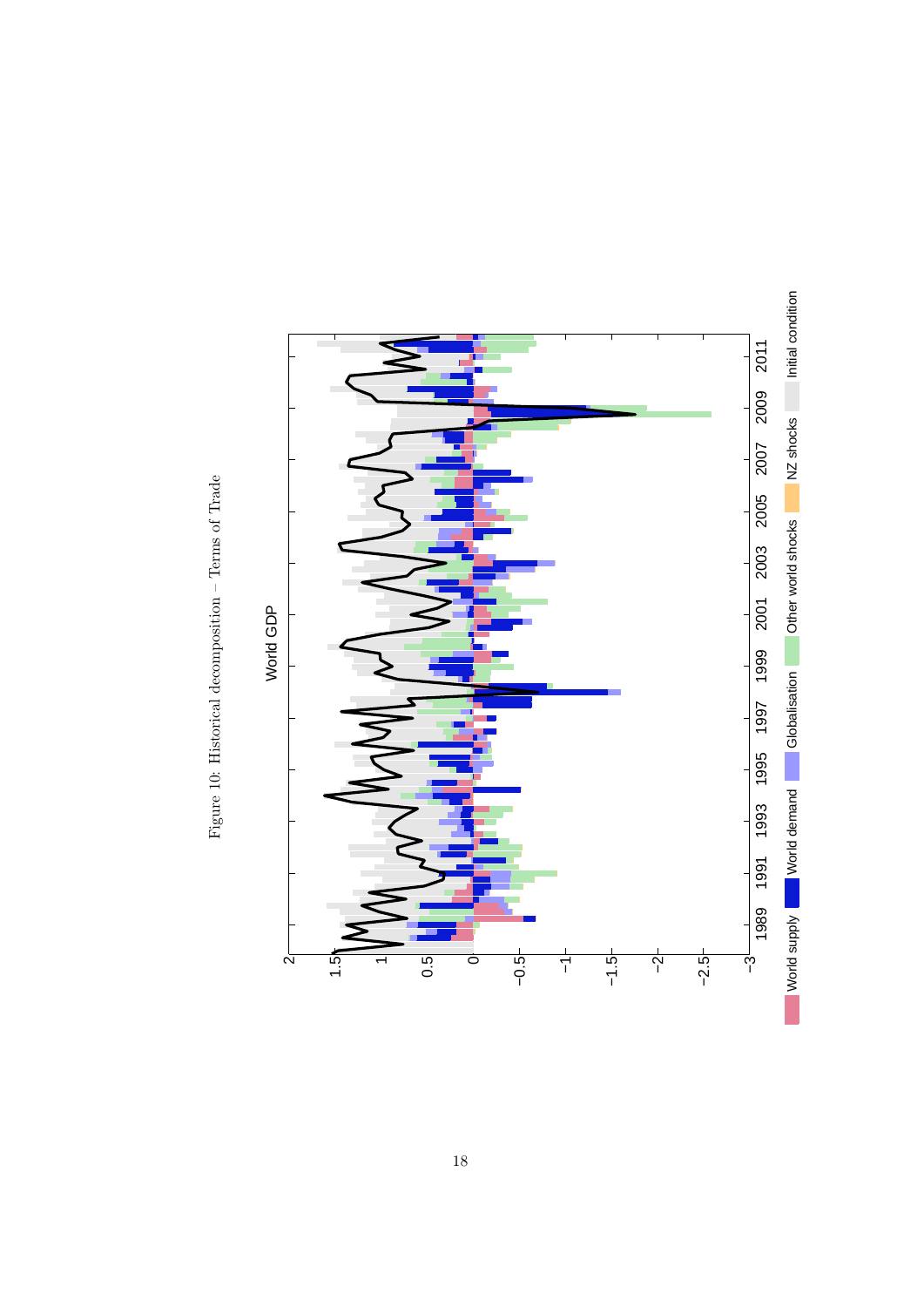Figure 10: Historical decomposition – Terms of Trade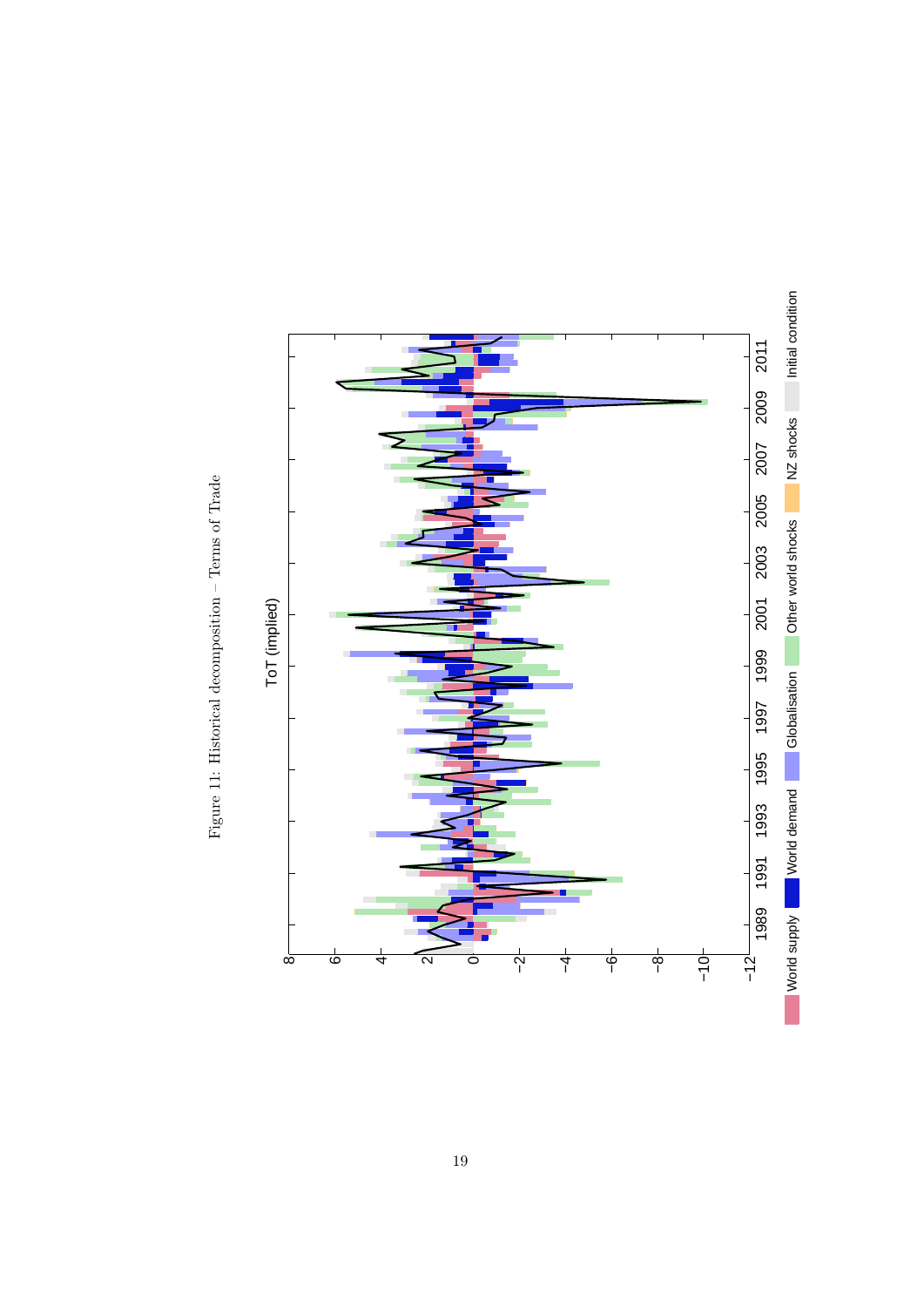Figure 11: Historical decomposition – Terms of Trade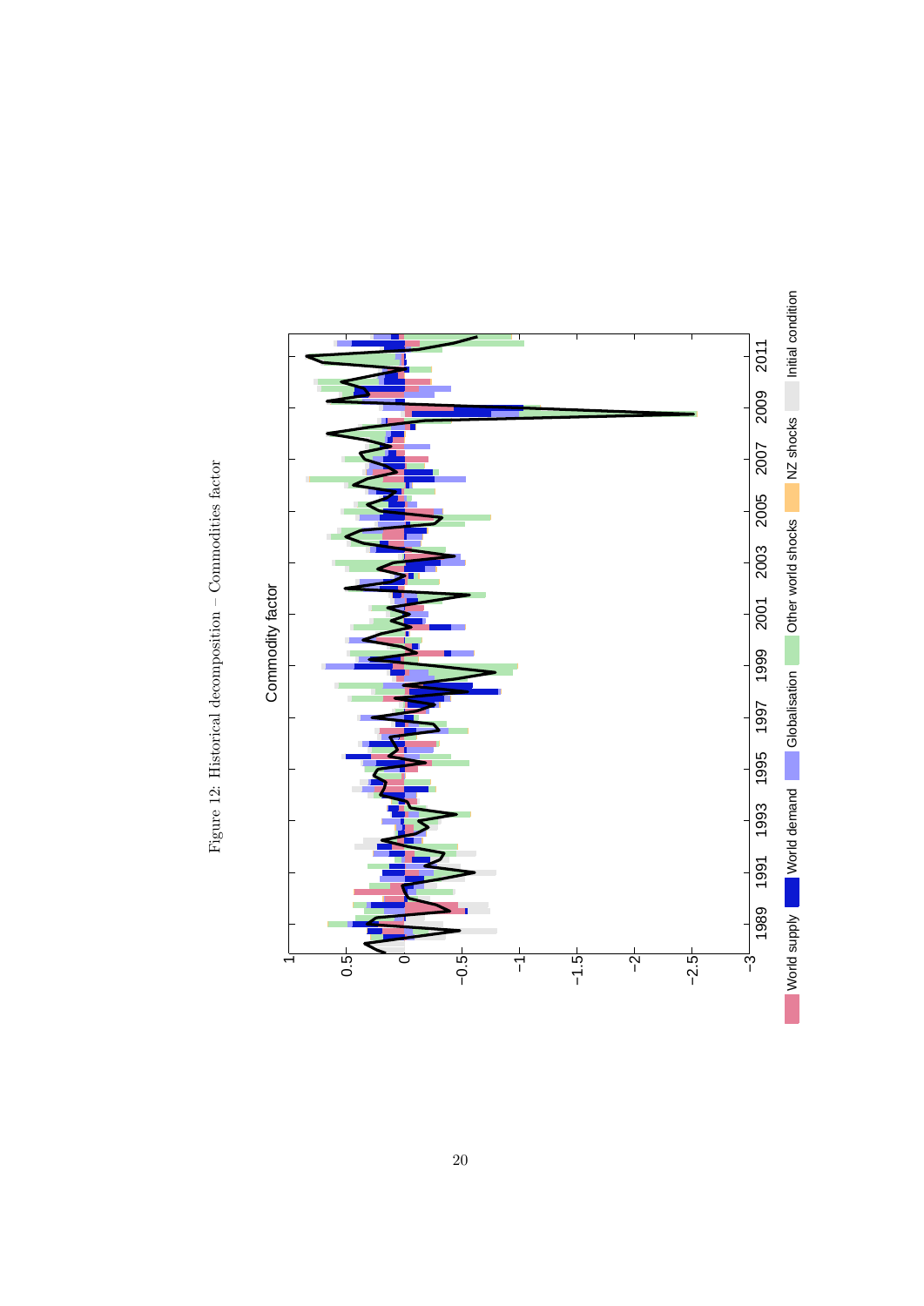Figure 12: Historical decomposition – Commodities factor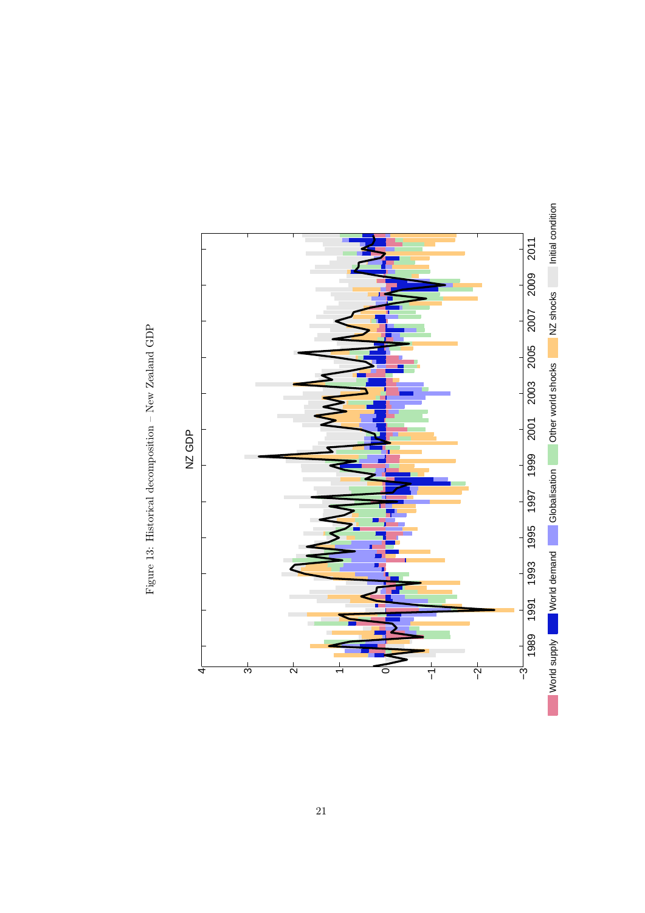Figure 13: Historical decomposition – New Zealand GDP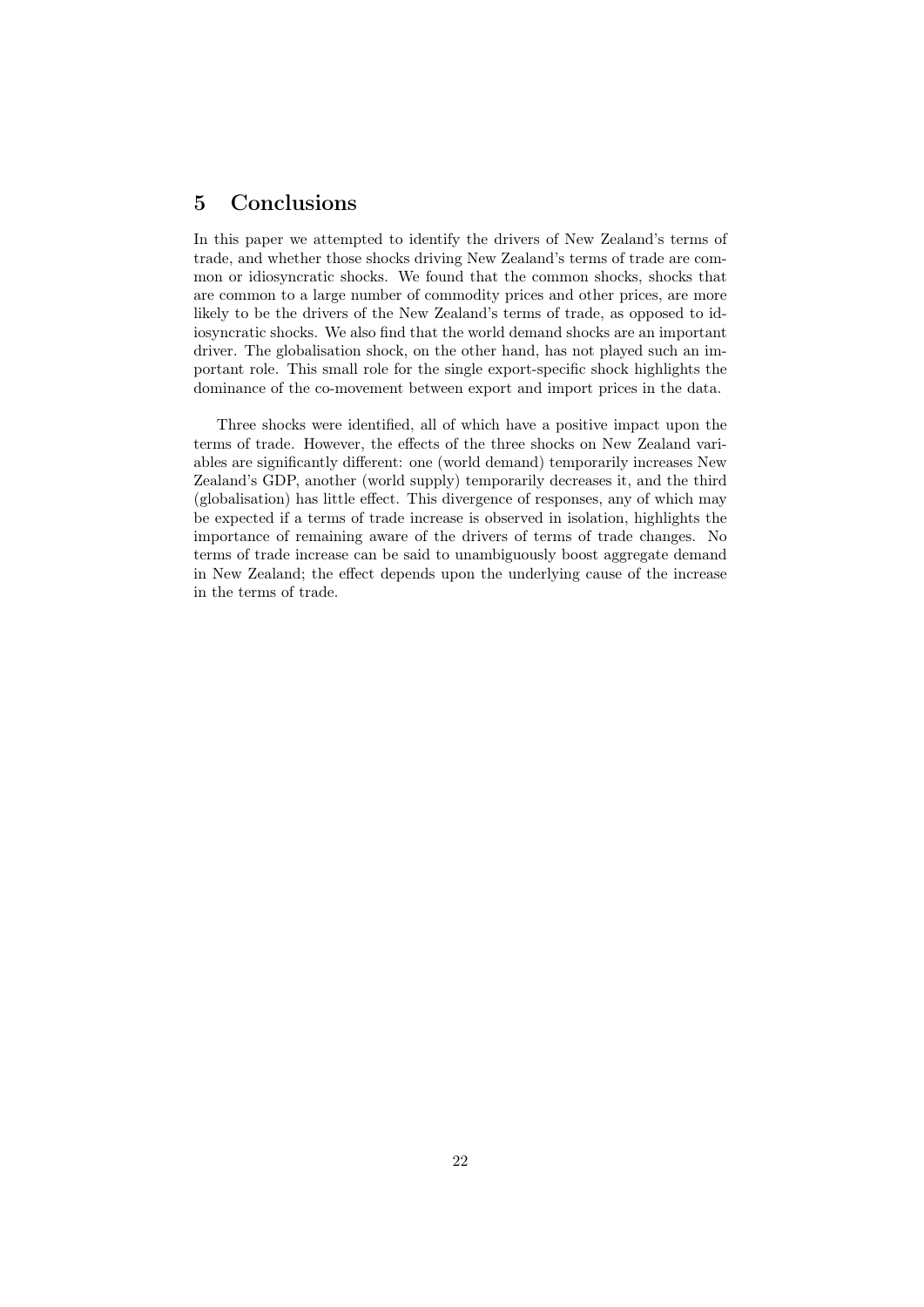## 5 Conclusions

In this paper we attempted to identify the drivers of New Zealand's terms of trade, and whether those shocks driving New Zealand's terms of trade are common or idiosyncratic shocks. We found that the common shocks, shocks that are common to a large number of commodity prices and other prices, are more likely to be the drivers of the New Zealand's terms of trade, as opposed to idiosyncratic shocks. We also find that the world demand shocks are an important driver. The globalisation shock, on the other hand, has not played such an important role. This small role for the single export-specific shock highlights the dominance of the co-movement between export and import prices in the data.

Three shocks were identified, all of which have a positive impact upon the terms of trade. However, the effects of the three shocks on New Zealand variables are significantly different: one (world demand) temporarily increases New Zealand's GDP, another (world supply) temporarily decreases it, and the third (globalisation) has little effect. This divergence of responses, any of which may be expected if a terms of trade increase is observed in isolation, highlights the importance of remaining aware of the drivers of terms of trade changes. No terms of trade increase can be said to unambiguously boost aggregate demand in New Zealand; the effect depends upon the underlying cause of the increase in the terms of trade.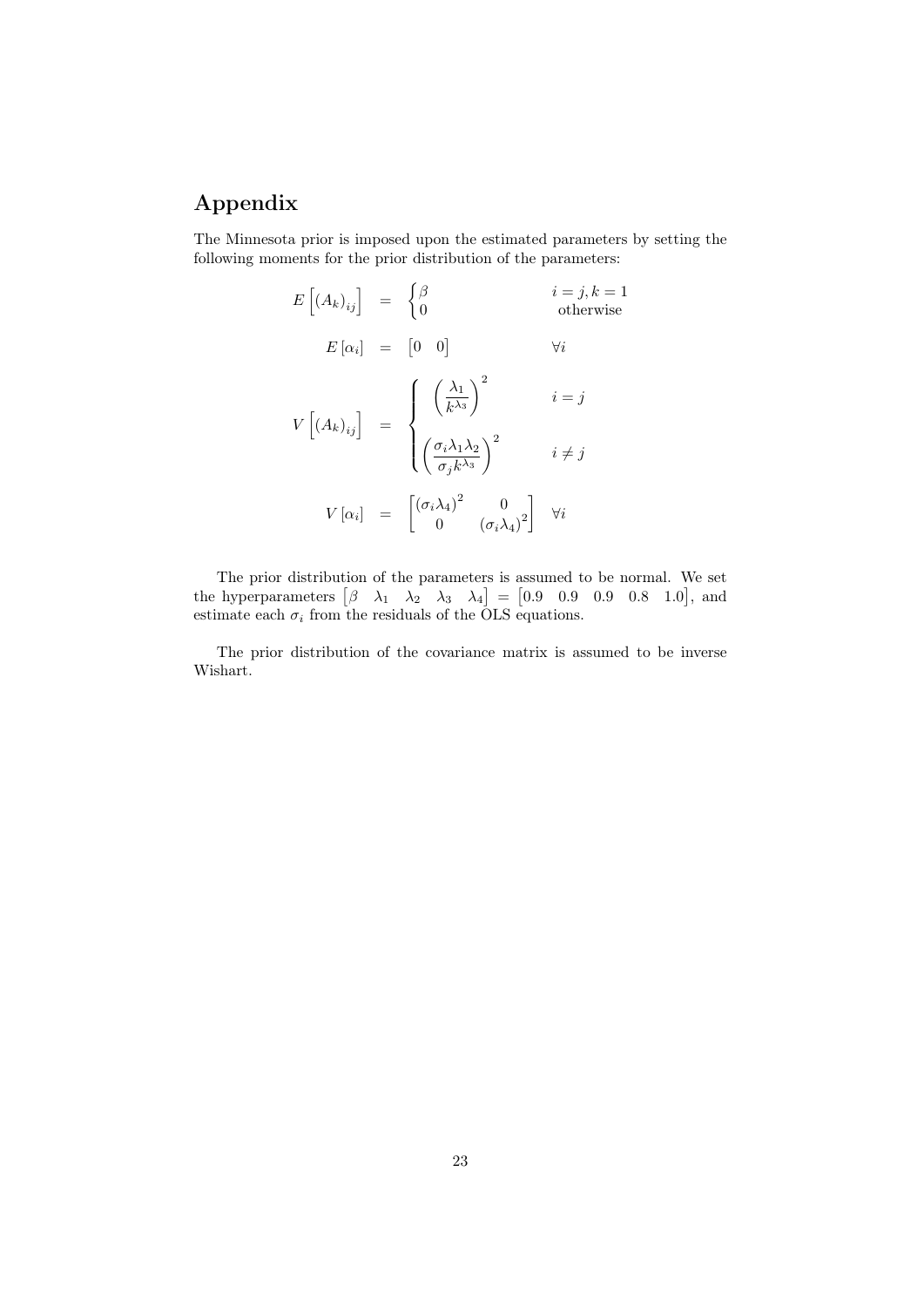# Appendix

The Minnesota prior is imposed upon the estimated parameters by setting the following moments for the prior distribution of the parameters:

$$
\begin{aligned}
E\left[(A_k)_{ij}\right] &= \begin{cases} \beta & i=j, k=1 \\ 0 & \text{otherwise} \end{cases} \\
E\left[\alpha_i\right] &= \begin{bmatrix} 0 & 0 \end{bmatrix} \qquad \forall i \\
V\left[(A_k)_{ij}\right] &= \begin{cases} \left(\dfrac{\lambda_1}{k^{\lambda_3}}\right)^2 & i=j \\[2ex] \left(\dfrac{\sigma_i \lambda_1 \lambda_2}{\sigma_j k^{\lambda_3}}\right)^2 & i \neq j \end{cases} \\
V\left[\alpha_i\right] &= \begin{bmatrix} (\sigma_i \lambda_4)^2 & 0 \\ 0 & (\sigma_i \lambda_4)^2 \end{bmatrix} \qquad \forall i
\end{aligned}
$$

The prior distribution of the parameters is assumed to be normal. We set the hyperparameters $\begin{bmatrix} \beta & \lambda_1 & \lambda_2 & \lambda_3 & \lambda_4 \end{bmatrix} = \begin{bmatrix} 0.9 & 0.9 & 0.9 & 0.8 & 1.0 \end{bmatrix}$, and estimate each $\sigma_i$ from the residuals of the OLS equations.

The prior distribution of the covariance matrix is assumed to be inverse Wishart.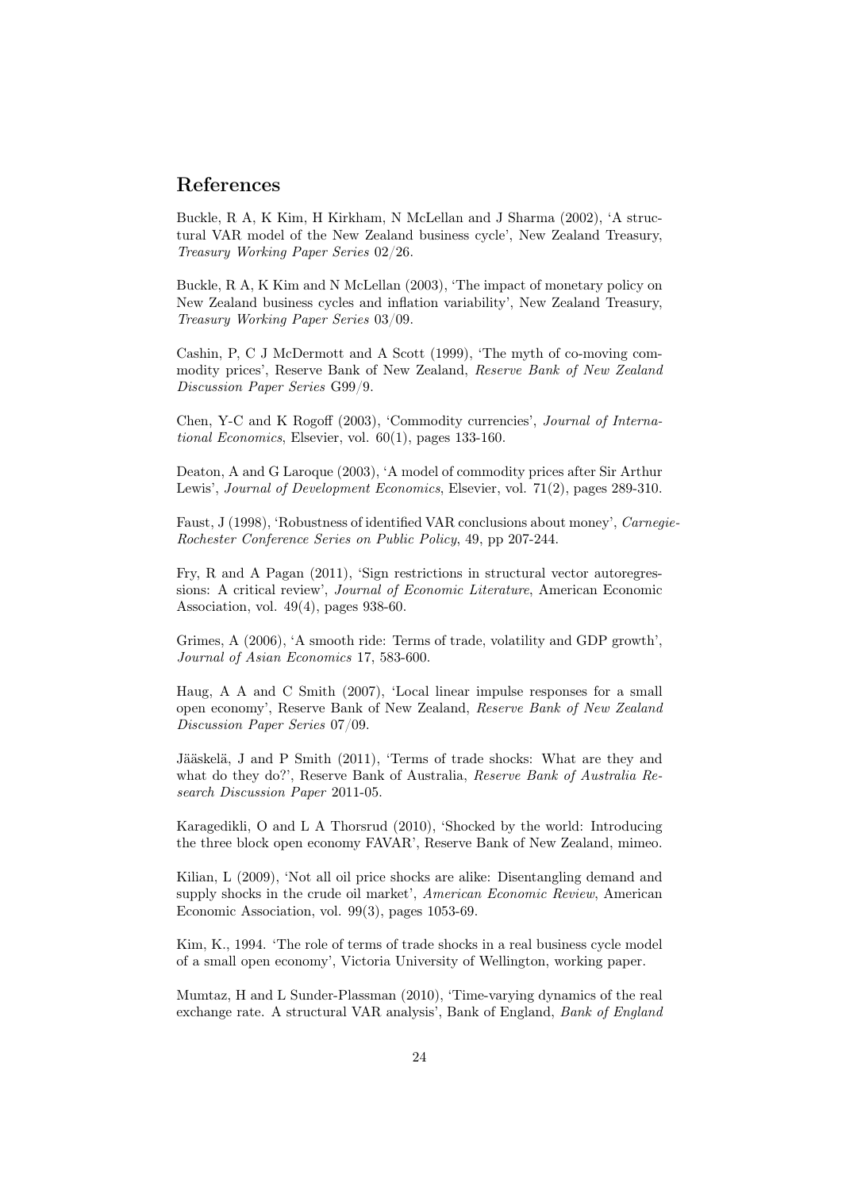## References

Buckle, R A, K Kim, H Kirkham, N McLellan and J Sharma (2002), 'A structural VAR model of the New Zealand business cycle', New Zealand Treasury, *Treasury Working Paper Series* 02/26.

Buckle, R A, K Kim and N McLellan (2003), 'The impact of monetary policy on New Zealand business cycles and inflation variability', New Zealand Treasury, *Treasury Working Paper Series* 03/09.

Cashin, P, C J McDermott and A Scott (1999), 'The myth of co-moving commodity prices', Reserve Bank of New Zealand, *Reserve Bank of New Zealand Discussion Paper Series* G99/9.

Chen, Y-C and K Rogoff (2003), 'Commodity currencies', *Journal of International Economics*, Elsevier, vol. 60(1), pages 133-160.

Deaton, A and G Laroque (2003), 'A model of commodity prices after Sir Arthur Lewis', *Journal of Development Economics*, Elsevier, vol. 71(2), pages 289-310.

Faust, J (1998), 'Robustness of identified VAR conclusions about money', *Carnegie-Rochester Conference Series on Public Policy*, 49, pp 207-244.

Fry, R and A Pagan (2011), 'Sign restrictions in structural vector autoregressions: A critical review', *Journal of Economic Literature*, American Economic Association, vol. 49(4), pages 938-60.

Grimes, A (2006), 'A smooth ride: Terms of trade, volatility and GDP growth', *Journal of Asian Economics* 17, 583-600.

Haug, A A and C Smith (2007), 'Local linear impulse responses for a small open economy', Reserve Bank of New Zealand, *Reserve Bank of New Zealand Discussion Paper Series* 07/09.

Jääskelä, J and P Smith (2011), 'Terms of trade shocks: What are they and what do they do?', Reserve Bank of Australia, *Reserve Bank of Australia Research Discussion Paper* 2011-05.

Karagedikli, O and L A Thorsrud (2010), 'Shocked by the world: Introducing the three block open economy FAVAR', Reserve Bank of New Zealand, mimeo.

Kilian, L (2009), 'Not all oil price shocks are alike: Disentangling demand and supply shocks in the crude oil market', *American Economic Review*, American Economic Association, vol. 99(3), pages 1053-69.

Kim, K., 1994. 'The role of terms of trade shocks in a real business cycle model of a small open economy', Victoria University of Wellington, working paper.

Mumtaz, H and L Sunder-Plassman (2010), 'Time-varying dynamics of the real exchange rate. A structural VAR analysis', Bank of England, *Bank of England*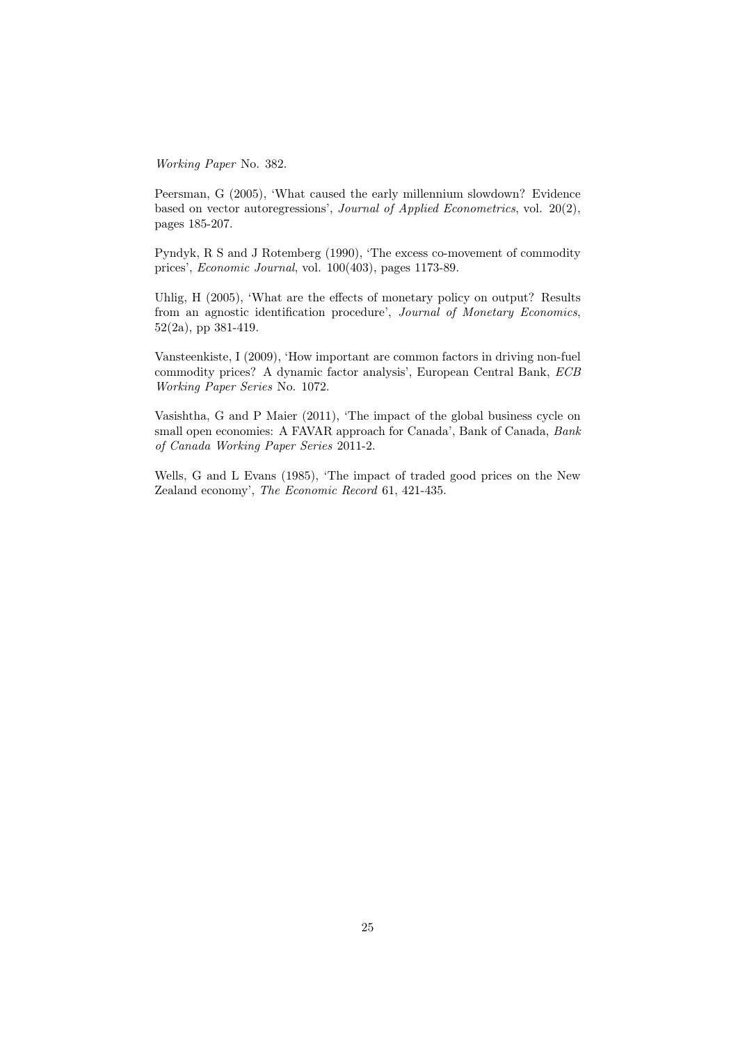*Working Paper* No. 382.

Peersman, G (2005), 'What caused the early millennium slowdown? Evidence based on vector autoregressions', *Journal of Applied Econometrics*, vol. 20(2), pages 185-207.

Pyndyk, R S and J Rotemberg (1990), 'The excess co-movement of commodity prices', *Economic Journal*, vol. 100(403), pages 1173-89.

Uhlig, H (2005), 'What are the effects of monetary policy on output? Results from an agnostic identification procedure', *Journal of Monetary Economics*, 52(2a), pp 381-419.

Vansteenkiste, I (2009), 'How important are common factors in driving non-fuel commodity prices? A dynamic factor analysis', European Central Bank, *ECB Working Paper Series* No. 1072.

Vasishtha, G and P Maier (2011), 'The impact of the global business cycle on small open economies: A FAVAR approach for Canada', Bank of Canada, *Bank of Canada Working Paper Series* 2011-2.

Wells, G and L Evans (1985), 'The impact of traded good prices on the New Zealand economy', *The Economic Record* 61, 421-435.